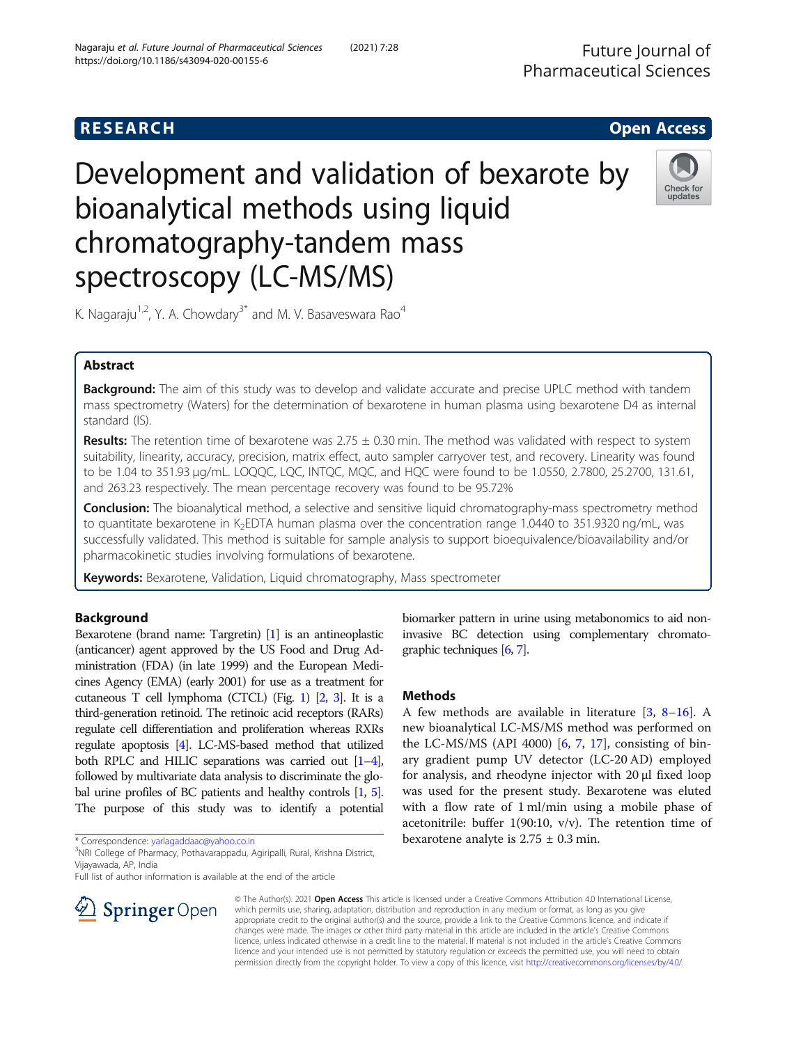RESEARCH | Open Access

# Development and validation of bexarote by bioanalytical methods using liquid chromatography-tandem mass spectroscopy (LC-MS/MS)

K. Nagaraju[1,2], Y. A. Chowdary[3*] and M. V. Basaveswara Rao[4]

## Abstract

**Background:** The aim of this study was to develop and validate accurate and precise UPLC method with tandem mass spectrometry (Waters) for the determination of bexarotene in human plasma using bexarotene D4 as internal standard (IS).

**Results:** The retention time of bexarotene was 2.75 ± 0.30 min. The method was validated with respect to system suitability, linearity, accuracy, precision, matrix effect, auto sampler carryover test, and recovery. Linearity was found to be 1.04 to 351.93 μg/mL. LOQQC, LQC, INTQC, MQC, and HQC were found to be 1.0550, 2.7800, 25.2700, 131.61, and 263.23 respectively. The mean percentage recovery was found to be 95.72%

**Conclusion:** The bioanalytical method, a selective and sensitive liquid chromatography-mass spectrometry method to quantitate bexarotene in $K_2$EDTA human plasma over the concentration range 1.0440 to 351.9320 ng/mL, was successfully validated. This method is suitable for sample analysis to support bioequivalence/bioavailability and/or pharmacokinetic studies involving formulations of bexarotene.

**Keywords:** Bexarotene, Validation, Liquid chromatography, Mass spectrometer

## Background

Bexarotene (brand name: Targretin) [1] is an antineoplastic (anticancer) agent approved by the US Food and Drug Administration (FDA) (in late 1999) and the European Medicines Agency (EMA) (early 2001) for use as a treatment for cutaneous T cell lymphoma (CTCL) (Fig. 1) [2, 3]. It is a third-generation retinoid. The retinoic acid receptors (RARs) regulate cell differentiation and proliferation whereas RXRs regulate apoptosis [4]. LC-MS-based method that utilized both RPLC and HILIC separations was carried out [1–4], followed by multivariate data analysis to discriminate the global urine profiles of BC patients and healthy controls [1, 5]. The purpose of this study was to identify a potential biomarker pattern in urine using metabonomics to aid non-invasive BC detection using complementary chromatographic techniques [6, 7].

## Methods

A few methods are available in literature [3, 8–16]. A new bioanalytical LC-MS/MS method was performed on the LC-MS/MS (API 4000) [6, 7, 17], consisting of binary gradient pump UV detector (LC-20 AD) employed for analysis, and rheodyne injector with 20 μl fixed loop was used for the present study. Bexarotene was eluted with a flow rate of 1 ml/min using a mobile phase of acetonitrile: buffer 1(90:10, v/v). The retention time of bexarotene analyte is 2.75 ± 0.3 min.

* Correspondence: yarlagaddaac@yahoo.co.in
[3]NRI College of Pharmacy, Pothavarappadu, Agiripalli, Rural, Krishna District, Vijayawada, AP, India
Full list of author information is available at the end of the article

© The Author(s). 2021 **Open Access** This article is licensed under a Creative Commons Attribution 4.0 International License, which permits use, sharing, adaptation, distribution and reproduction in any medium or format, as long as you give appropriate credit to the original author(s) and the source, provide a link to the Creative Commons licence, and indicate if changes were made. The images or other third party material in this article are included in the article's Creative Commons licence, unless indicated otherwise in a credit line to the material. If material is not included in the article's Creative Commons licence and your intended use is not permitted by statutory regulation or exceeds the permitted use, you will need to obtain permission directly from the copyright holder. To view a copy of this licence, visit http://creativecommons.org/licenses/by/4.0/.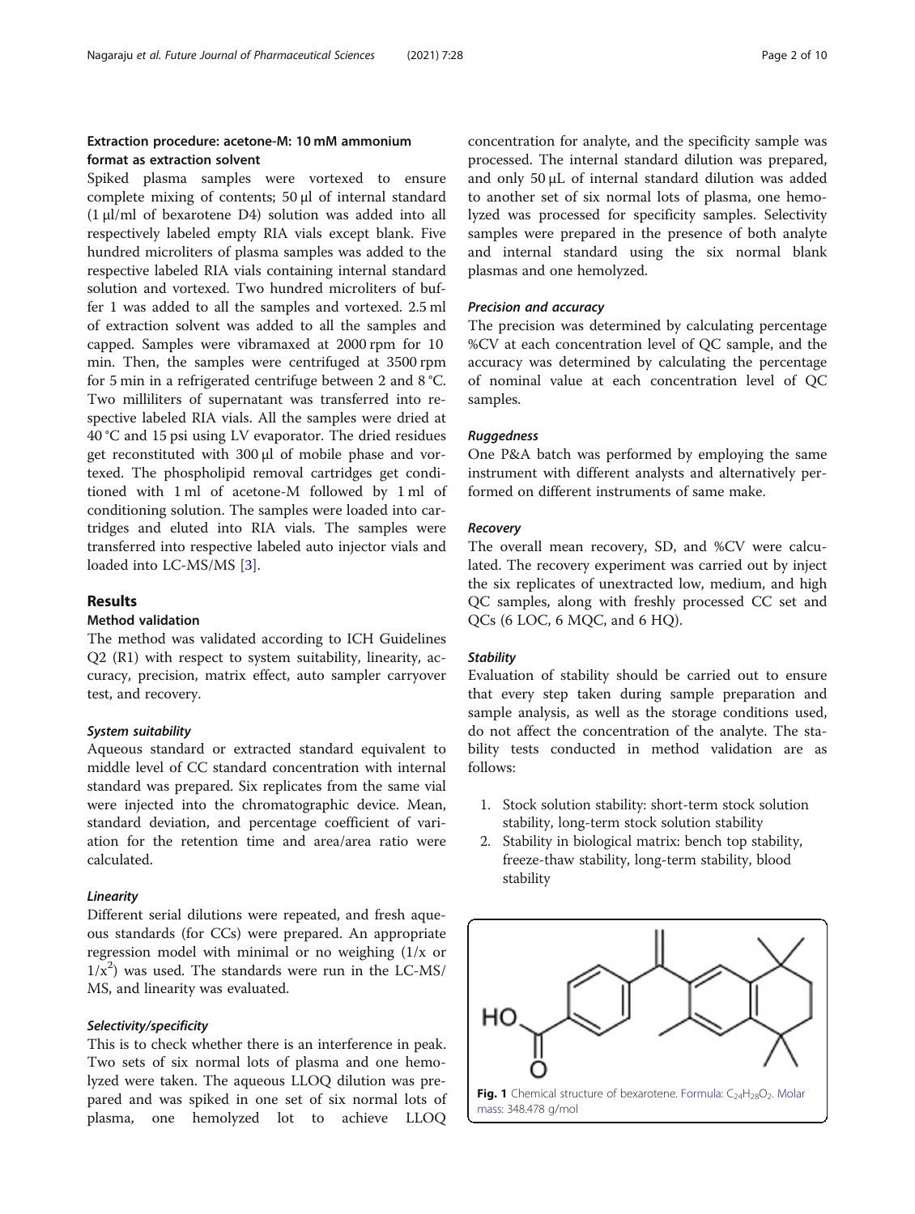### Extraction procedure: acetone-M: 10 mM ammonium format as extraction solvent

Spiked plasma samples were vortexed to ensure complete mixing of contents; 50 μl of internal standard (1 μl/ml of bexarotene D4) solution was added into all respectively labeled empty RIA vials except blank. Five hundred microliters of plasma samples was added to the respective labeled RIA vials containing internal standard solution and vortexed. Two hundred microliters of buffer 1 was added to all the samples and vortexed. 2.5 ml of extraction solvent was added to all the samples and capped. Samples were vibramaxed at 2000 rpm for 10 min. Then, the samples were centrifuged at 3500 rpm for 5 min in a refrigerated centrifuge between 2 and 8 °C. Two milliliters of supernatant was transferred into respective labeled RIA vials. All the samples were dried at 40 °C and 15 psi using LV evaporator. The dried residues get reconstituted with 300 μl of mobile phase and vortexed. The phospholipid removal cartridges get conditioned with 1 ml of acetone-M followed by 1 ml of conditioning solution. The samples were loaded into cartridges and eluted into RIA vials. The samples were transferred into respective labeled auto injector vials and loaded into LC-MS/MS [3].

## Results

### Method validation

The method was validated according to ICH Guidelines Q2 (R1) with respect to system suitability, linearity, accuracy, precision, matrix effect, auto sampler carryover test, and recovery.

#### *System suitability*

Aqueous standard or extracted standard equivalent to middle level of CC standard concentration with internal standard was prepared. Six replicates from the same vial were injected into the chromatographic device. Mean, standard deviation, and percentage coefficient of variation for the retention time and area/area ratio were calculated.

#### *Linearity*

Different serial dilutions were repeated, and fresh aqueous standards (for CCs) were prepared. An appropriate regression model with minimal or no weighing (1/x or $1/x^2$) was used. The standards were run in the LC-MS/MS, and linearity was evaluated.

#### *Selectivity/specificity*

This is to check whether there is an interference in peak. Two sets of six normal lots of plasma and one hemolyzed were taken. The aqueous LLOQ dilution was prepared and was spiked in one set of six normal lots of plasma, one hemolyzed lot to achieve LLOQ concentration for analyte, and the specificity sample was processed. The internal standard dilution was prepared, and only 50 μL of internal standard dilution was added to another set of six normal lots of plasma, one hemolyzed was processed for specificity samples. Selectivity samples were prepared in the presence of both analyte and internal standard using the six normal blank plasmas and one hemolyzed.

#### *Precision and accuracy*

The precision was determined by calculating percentage %CV at each concentration level of QC sample, and the accuracy was determined by calculating the percentage of nominal value at each concentration level of QC samples.

#### *Ruggedness*

One P&A batch was performed by employing the same instrument with different analysts and alternatively performed on different instruments of same make.

#### *Recovery*

The overall mean recovery, SD, and %CV were calculated. The recovery experiment was carried out by inject the six replicates of unextracted low, medium, and high QC samples, along with freshly processed CC set and QCs (6 LOC, 6 MQC, and 6 HQ).

#### *Stability*

Evaluation of stability should be carried out to ensure that every step taken during sample preparation and sample analysis, as well as the storage conditions used, do not affect the concentration of the analyte. The stability tests conducted in method validation are as follows:

1. Stock solution stability: short-term stock solution stability, long-term stock solution stability
2. Stability in biological matrix: bench top stability, freeze-thaw stability, long-term stability, blood stability

**Fig. 1** Chemical structure of bexarotene. Formula: $C_{24}H_{28}O_2$. Molar mass: 348.478 g/mol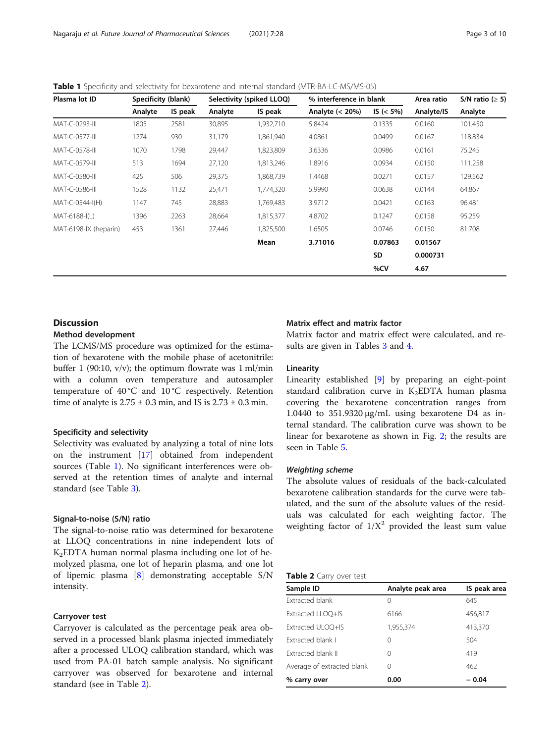**Table 1** Specificity and selectivity for bexarotene and internal standard (MTR-BA-LC-MS/MS-05)

| Plasma lot ID | Specificity (blank) | | Selectivity (spiked LLOQ) | | % interference in blank | | Area ratio | S/N ratio (≥ 5) |
|---|---|---|---|---|---|---|---|---|
| | Analyte | IS peak | Analyte | IS peak | Analyte (< 20%) | IS (< 5%) | Analyte/IS | Analyte |
| MAT-C-0293-III | 1805 | 2581 | 30,895 | 1,932,710 | 5.8424 | 0.1335 | 0.0160 | 101.450 |
| MAT-C-0577-III | 1274 | 930 | 31,179 | 1,861,940 | 4.0861 | 0.0499 | 0.0167 | 118.834 |
| MAT-C-0578-III | 1070 | 1798 | 29,447 | 1,823,809 | 3.6336 | 0.0986 | 0.0161 | 75.245 |
| MAT-C-0579-III | 513 | 1694 | 27,120 | 1,813,246 | 1.8916 | 0.0934 | 0.0150 | 111.258 |
| MAT-C-0580-III | 425 | 506 | 29,375 | 1,868,739 | 1.4468 | 0.0271 | 0.0157 | 129.562 |
| MAT-C-0586-III | 1528 | 1132 | 25,471 | 1,774,320 | 5.9990 | 0.0638 | 0.0144 | 64.867 |
| MAT-C-0544-I(H) | 1147 | 745 | 28,883 | 1,769,483 | 3.9712 | 0.0421 | 0.0163 | 96.481 |
| MAT-6188-I(L) | 1396 | 2263 | 28,664 | 1,815,377 | 4.8702 | 0.1247 | 0.0158 | 95.259 |
| MAT-6198-IX (heparin) | 453 | 1361 | 27,446 | 1,825,500 | 1.6505 | 0.0746 | 0.0150 | 81.708 |
| | | | | **Mean** | **3.71016** | **0.07863** | **0.01567** | |
| | | | | | | **SD** | **0.000731** | |
| | | | | | | **%CV** | **4.67** | |

## Discussion

### Method development

The LCMS/MS procedure was optimized for the estimation of bexarotene with the mobile phase of acetonitrile: buffer 1 (90:10, v/v); the optimum flowrate was 1 ml/min with a column oven temperature and autosampler temperature of 40 °C and 10 °C respectively. Retention time of analyte is 2.75 ± 0.3 min, and IS is 2.73 ± 0.3 min.

### Specificity and selectivity

Selectivity was evaluated by analyzing a total of nine lots on the instrument [17] obtained from independent sources (Table 1). No significant interferences were observed at the retention times of analyte and internal standard (see Table 3).

### Signal-to-noise (S/N) ratio

The signal-to-noise ratio was determined for bexarotene at LLOQ concentrations in nine independent lots of $K_2$EDTA human normal plasma including one lot of hemolyzed plasma, one lot of heparin plasma, and one lot of lipemic plasma [8] demonstrating acceptable S/N intensity.

### Carryover test

Carryover is calculated as the percentage peak area observed in a processed blank plasma injected immediately after a processed ULOQ calibration standard, which was used from PA-01 batch sample analysis. No significant carryover was observed for bexarotene and internal standard (see in Table 2).

### Matrix effect and matrix factor

Matrix factor and matrix effect were calculated, and results are given in Tables 3 and 4.

### Linearity

Linearity established [9] by preparing an eight-point standard calibration curve in $K_2$EDTA human plasma covering the bexarotene concentration ranges from 1.0440 to 351.9320 μg/mL using bexarotene D4 as internal standard. The calibration curve was shown to be linear for bexarotene as shown in Fig. 2; the results are seen in Table 5.

#### *Weighting scheme*

The absolute values of residuals of the back-calculated bexarotene calibration standards for the curve were tabulated, and the sum of the absolute values of the residuals was calculated for each weighting factor. The weighting factor of $1/X^2$ provided the least sum value

**Table 2** Carry over test

| Sample ID | Analyte peak area | IS peak area |
|---|---|---|
| Extracted blank | 0 | 645 |
| Extracted LLOQ+IS | 6166 | 456,817 |
| Extracted ULOQ+IS | 1,955,374 | 413,370 |
| Extracted blank I | 0 | 504 |
| Extracted blank II | 0 | 419 |
| Average of extracted blank | 0 | 462 |
| **% carry over** | **0.00** | **− 0.04** |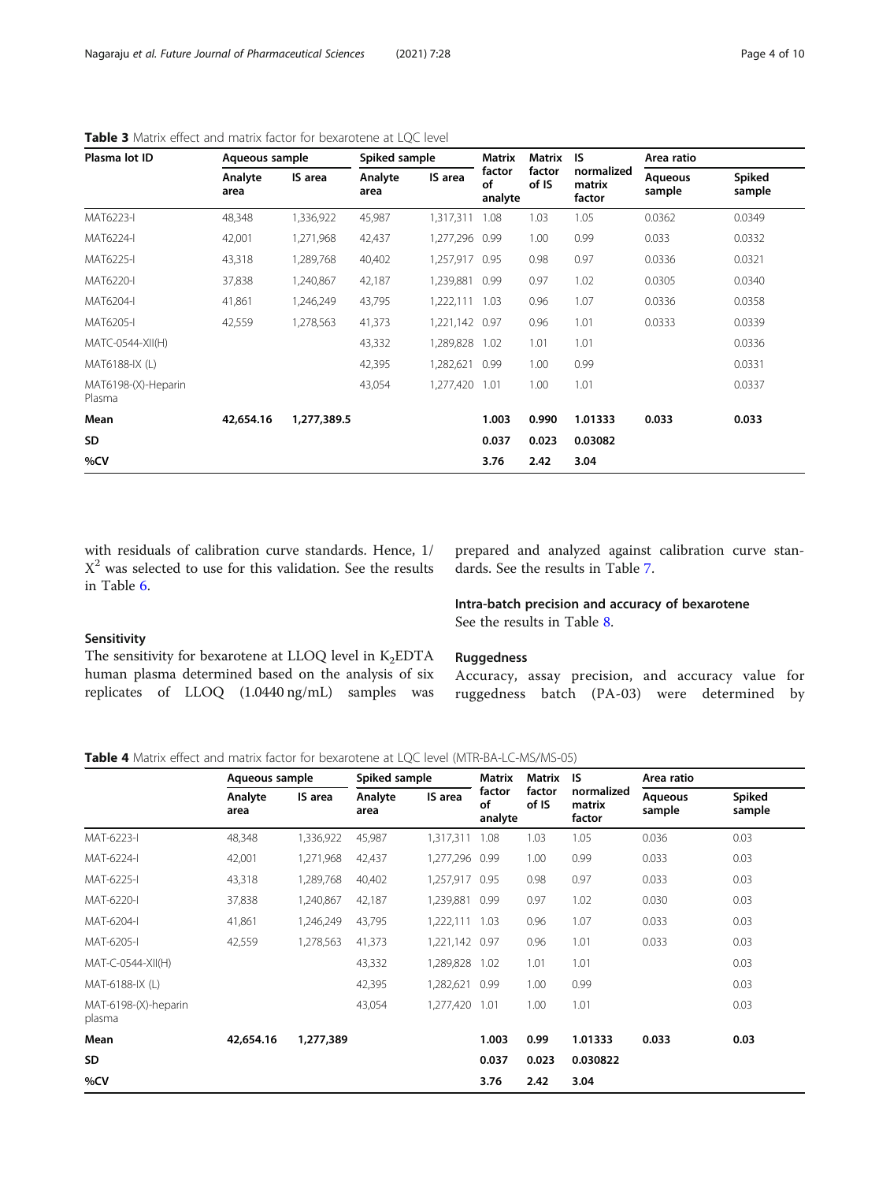**Table 3** Matrix effect and matrix factor for bexarotene at LQC level

| Plasma lot ID | Aqueous sample | | Spiked sample | | Matrix factor of analyte | Matrix factor of IS | IS normalized matrix factor | Area ratio | |
|---|---|---|---|---|---|---|---|---|---|
| | Analyte area | IS area | Analyte area | IS area | | | | Aqueous sample | Spiked sample |
| MAT6223-I | 48,348 | 1,336,922 | 45,987 | 1,317,311 | 1.08 | 1.03 | 1.05 | 0.0362 | 0.0349 |
| MAT6224-I | 42,001 | 1,271,968 | 42,437 | 1,277,296 | 0.99 | 1.00 | 0.99 | 0.033 | 0.0332 |
| MAT6225-I | 43,318 | 1,289,768 | 40,402 | 1,257,917 | 0.95 | 0.98 | 0.97 | 0.0336 | 0.0321 |
| MAT6220-I | 37,838 | 1,240,867 | 42,187 | 1,239,881 | 0.99 | 0.97 | 1.02 | 0.0305 | 0.0340 |
| MAT6204-I | 41,861 | 1,246,249 | 43,795 | 1,222,111 | 1.03 | 0.96 | 1.07 | 0.0336 | 0.0358 |
| MAT6205-I | 42,559 | 1,278,563 | 41,373 | 1,221,142 | 0.97 | 0.96 | 1.01 | 0.0333 | 0.0339 |
| MATC-0544-XII(H) | | | 43,332 | 1,289,828 | 1.02 | 1.01 | 1.01 | | 0.0336 |
| MAT6188-IX (L) | | | 42,395 | 1,282,621 | 0.99 | 1.00 | 0.99 | | 0.0331 |
| MAT6198-(X)-Heparin Plasma | | | 43,054 | 1,277,420 | 1.01 | 1.00 | 1.01 | | 0.0337 |
| **Mean** | **42,654.16** | **1,277,389.5** | | | **1.003** | **0.990** | **1.01333** | **0.033** | **0.033** |
| **SD** | | | | | **0.037** | **0.023** | **0.03082** | | |
| **%CV** | | | | | **3.76** | **2.42** | **3.04** | | |

with residuals of calibration curve standards. Hence, $1/X^2$ was selected to use for this validation. See the results in Table 6.

## Sensitivity

The sensitivity for bexarotene at LLOQ level in $K_2EDTA$ human plasma determined based on the analysis of six replicates of LLOQ (1.0440 ng/mL) samples was prepared and analyzed against calibration curve standards. See the results in Table 7.

## Intra-batch precision and accuracy of bexarotene

See the results in Table 8.

## Ruggedness

Accuracy, assay precision, and accuracy value for ruggedness batch (PA-03) were determined by

**Table 4** Matrix effect and matrix factor for bexarotene at LQC level (MTR-BA-LC-MS/MS-05)

| | Aqueous sample | | Spiked sample | | Matrix factor of analyte | Matrix factor of IS | IS normalized matrix factor | Area ratio | |
|---|---|---|---|---|---|---|---|---|---|
| | Analyte area | IS area | Analyte area | IS area | | | | Aqueous sample | Spiked sample |
| MAT-6223-I | 48,348 | 1,336,922 | 45,987 | 1,317,311 | 1.08 | 1.03 | 1.05 | 0.036 | 0.03 |
| MAT-6224-I | 42,001 | 1,271,968 | 42,437 | 1,277,296 | 0.99 | 1.00 | 0.99 | 0.033 | 0.03 |
| MAT-6225-I | 43,318 | 1,289,768 | 40,402 | 1,257,917 | 0.95 | 0.98 | 0.97 | 0.033 | 0.03 |
| MAT-6220-I | 37,838 | 1,240,867 | 42,187 | 1,239,881 | 0.99 | 0.97 | 1.02 | 0.030 | 0.03 |
| MAT-6204-I | 41,861 | 1,246,249 | 43,795 | 1,222,111 | 1.03 | 0.96 | 1.07 | 0.033 | 0.03 |
| MAT-6205-I | 42,559 | 1,278,563 | 41,373 | 1,221,142 | 0.97 | 0.96 | 1.01 | 0.033 | 0.03 |
| MAT-C-0544-XII(H) | | | 43,332 | 1,289,828 | 1.02 | 1.01 | 1.01 | | 0.03 |
| MAT-6188-IX (L) | | | 42,395 | 1,282,621 | 0.99 | 1.00 | 0.99 | | 0.03 |
| MAT-6198-(X)-heparin plasma | | | 43,054 | 1,277,420 | 1.01 | 1.00 | 1.01 | | 0.03 |
| **Mean** | **42,654.16** | **1,277,389** | | | **1.003** | **0.99** | **1.01333** | **0.033** | **0.03** |
| **SD** | | | | | **0.037** | **0.023** | **0.030822** | | |
| **%CV** | | | | | **3.76** | **2.42** | **3.04** | | |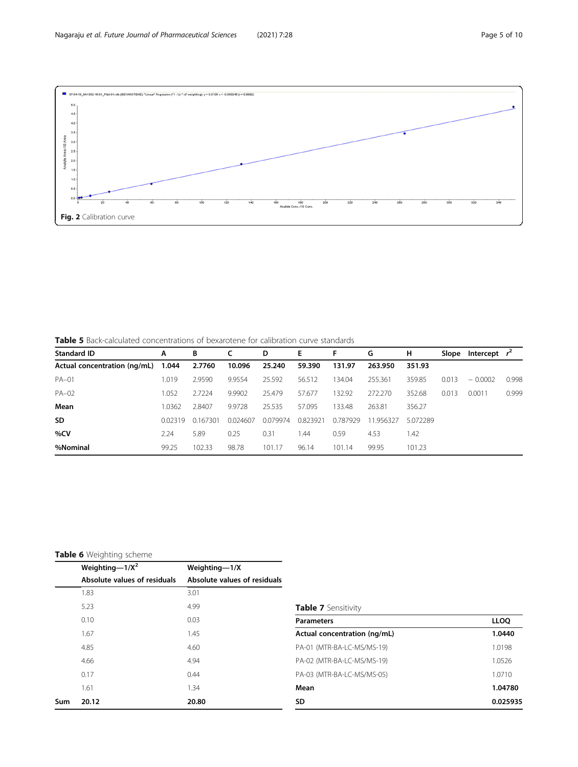**Fig. 2** Calibration curve

**Table 5** Back-calculated concentrations of bexarotene for calibration curve standards

| Standard ID | A | B | C | D | E | F | G | H | Slope | Intercept | $r^2$ |
|---|---|---|---|---|---|---|---|---|---|---|---|
| **Actual concentration (ng/mL)** | **1.044** | **2.7760** | **10.096** | **25.240** | **59.390** | **131.97** | **263.950** | **351.93** | | | |
| PA–01 | 1.019 | 2.9590 | 9.9554 | 25.592 | 56.512 | 134.04 | 255.361 | 359.85 | 0.013 | − 0.0002 | 0.998 |
| PA–02 | 1.052 | 2.7224 | 9.9902 | 25.479 | 57.677 | 132.92 | 272.270 | 352.68 | 0.013 | 0.0011 | 0.999 |
| **Mean** | 1.0362 | 2.8407 | 9.9728 | 25.535 | 57.095 | 133.48 | 263.81 | 356.27 | | | |
| **SD** | 0.02319 | 0.167301 | 0.024607 | 0.079974 | 0.823921 | 0.787929 | 11.956327 | 5.072289 | | | |
| **%CV** | 2.24 | 5.89 | 0.25 | 0.31 | 1.44 | 0.59 | 4.53 | 1.42 | | | |
| **%Nominal** | 99.25 | 102.33 | 98.78 | 101.17 | 96.14 | 101.14 | 99.95 | 101.23 | | | |

**Table 6** Weighting scheme

| | Weighting—$1/X^2$ | Weighting—$1/X$ |
|---|---|---|
| | Absolute values of residuals | Absolute values of residuals |
| | 1.83 | 3.01 |
| | 5.23 | 4.99 |
| | 0.10 | 0.03 |
| | 1.67 | 1.45 |
| | 4.85 | 4.60 |
| | 4.66 | 4.94 |
| | 0.17 | 0.44 |
| | 1.61 | 1.34 |
| **Sum** | **20.12** | **20.80** |

**Table 7** Sensitivity

| Parameters | LLOQ |
|---|---|
| **Actual concentration (ng/mL)** | **1.0440** |
| PA-01 (MTR-BA-LC-MS/MS-19) | 1.0198 |
| PA-02 (MTR-BA-LC-MS/MS-19) | 1.0526 |
| PA-03 (MTR-BA-LC-MS/MS-05) | 1.0710 |
| **Mean** | **1.04780** |
| **SD** | **0.025935** |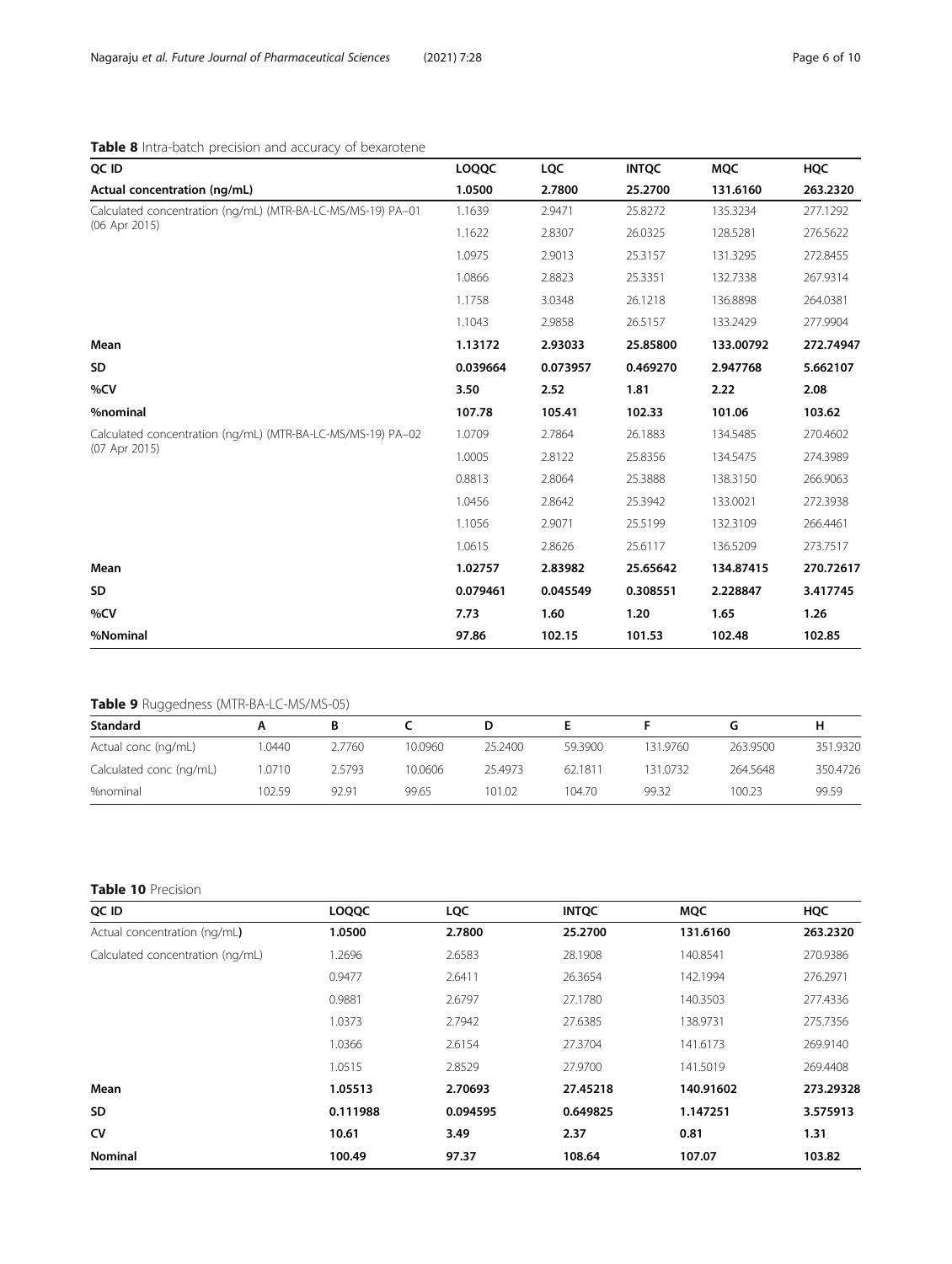**Table 8** Intra-batch precision and accuracy of bexarotene

| QC ID | LOQQC | LQC | INTQC | MQC | HQC |
|---|---|---|---|---|---|
| **Actual concentration (ng/mL)** | **1.0500** | **2.7800** | **25.2700** | **131.6160** | **263.2320** |
| Calculated concentration (ng/mL) (MTR-BA-LC-MS/MS-19) PA–01 (06 Apr 2015) | 1.1639 | 2.9471 | 25.8272 | 135.3234 | 277.1292 |
| | 1.1622 | 2.8307 | 26.0325 | 128.5281 | 276.5622 |
| | 1.0975 | 2.9013 | 25.3157 | 131.3295 | 272.8455 |
| | 1.0866 | 2.8823 | 25.3351 | 132.7338 | 267.9314 |
| | 1.1758 | 3.0348 | 26.1218 | 136.8898 | 264.0381 |
| | 1.1043 | 2.9858 | 26.5157 | 133.2429 | 277.9904 |
| **Mean** | **1.13172** | **2.93033** | **25.85800** | **133.00792** | **272.74947** |
| **SD** | **0.039664** | **0.073957** | **0.469270** | **2.947768** | **5.662107** |
| **%CV** | **3.50** | **2.52** | **1.81** | **2.22** | **2.08** |
| **%nominal** | **107.78** | **105.41** | **102.33** | **101.06** | **103.62** |
| Calculated concentration (ng/mL) (MTR-BA-LC-MS/MS-19) PA–02 (07 Apr 2015) | 1.0709 | 2.7864 | 26.1883 | 134.5485 | 270.4602 |
| | 1.0005 | 2.8122 | 25.8356 | 134.5475 | 274.3989 |
| | 0.8813 | 2.8064 | 25.3888 | 138.3150 | 266.9063 |
| | 1.0456 | 2.8642 | 25.3942 | 133.0021 | 272.3938 |
| | 1.1056 | 2.9071 | 25.5199 | 132.3109 | 266.4461 |
| | 1.0615 | 2.8626 | 25.6117 | 136.5209 | 273.7517 |
| **Mean** | **1.02757** | **2.83982** | **25.65642** | **134.87415** | **270.72617** |
| **SD** | **0.079461** | **0.045549** | **0.308551** | **2.228847** | **3.417745** |
| **%CV** | **7.73** | **1.60** | **1.20** | **1.65** | **1.26** |
| **%Nominal** | **97.86** | **102.15** | **101.53** | **102.48** | **102.85** |

**Table 9** Ruggedness (MTR-BA-LC-MS/MS-05)

| Standard | A | B | C | D | E | F | G | H |
|---|---|---|---|---|---|---|---|---|
| Actual conc (ng/mL) | 1.0440 | 2.7760 | 10.0960 | 25.2400 | 59.3900 | 131.9760 | 263.9500 | 351.9320 |
| Calculated conc (ng/mL) | 1.0710 | 2.5793 | 10.0606 | 25.4973 | 62.1811 | 131.0732 | 264.5648 | 350.4726 |
| %nominal | 102.59 | 92.91 | 99.65 | 101.02 | 104.70 | 99.32 | 100.23 | 99.59 |

**Table 10** Precision

| QC ID | LOQQC | LQC | INTQC | MQC | HQC |
|---|---|---|---|---|---|
| Actual concentration (ng/mL) | **1.0500** | **2.7800** | **25.2700** | **131.6160** | **263.2320** |
| Calculated concentration (ng/mL) | 1.2696 | 2.6583 | 28.1908 | 140.8541 | 270.9386 |
| | 0.9477 | 2.6411 | 26.3654 | 142.1994 | 276.2971 |
| | 0.9881 | 2.6797 | 27.1780 | 140.3503 | 277.4336 |
| | 1.0373 | 2.7942 | 27.6385 | 138.9731 | 275.7356 |
| | 1.0366 | 2.6154 | 27.3704 | 141.6173 | 269.9140 |
| | 1.0515 | 2.8529 | 27.9700 | 141.5019 | 269.4408 |
| **Mean** | **1.05513** | **2.70693** | **27.45218** | **140.91602** | **273.29328** |
| **SD** | **0.111988** | **0.094595** | **0.649825** | **1.147251** | **3.575913** |
| **CV** | **10.61** | **3.49** | **2.37** | **0.81** | **1.31** |
| **Nominal** | **100.49** | **97.37** | **108.64** | **107.07** | **103.82** |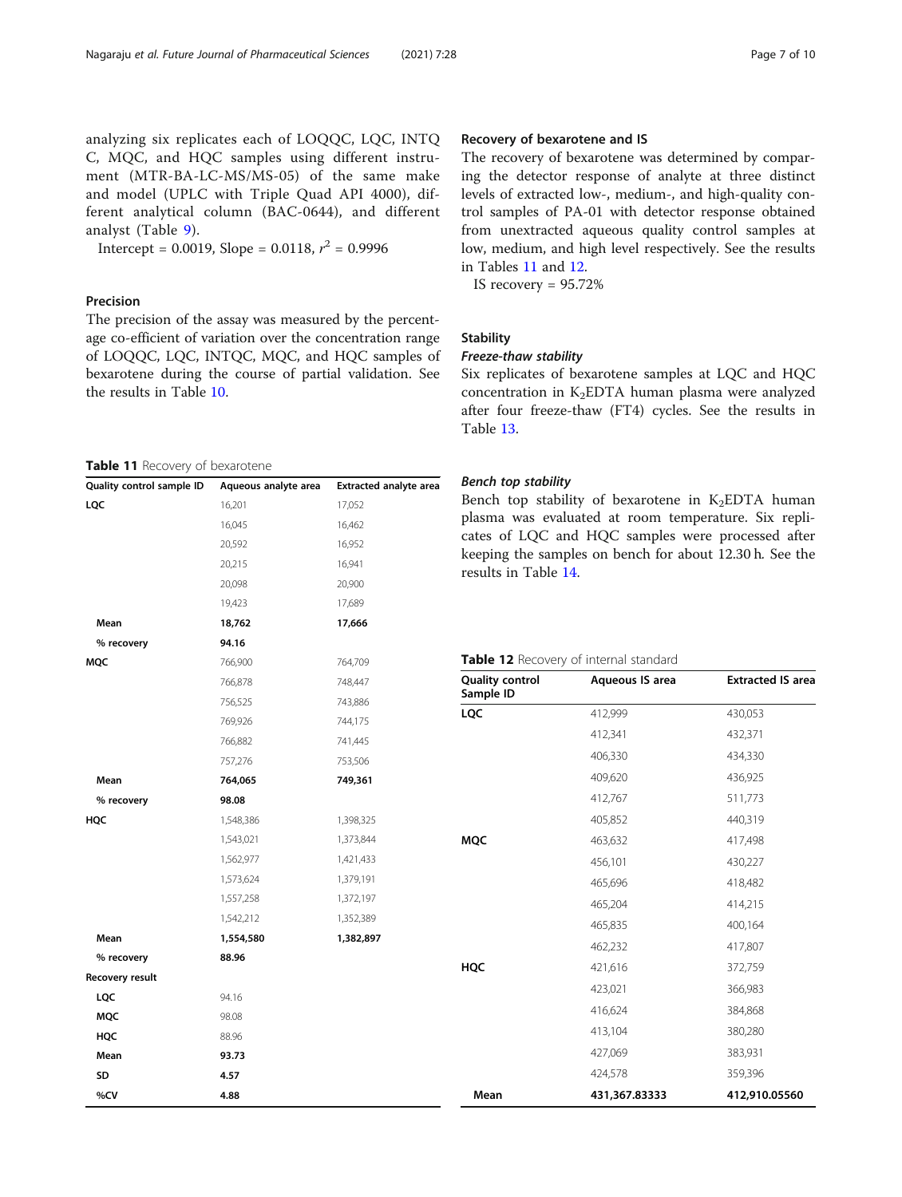analyzing six replicates each of LOQQC, LQC, INTQC, MQC, and HQC samples using different instrument (MTR-BA-LC-MS/MS-05) of the same make and model (UPLC with Triple Quad API 4000), different analytical column (BAC-0644), and different analyst (Table 9).

Intercept = 0.0019, Slope = 0.0118, $r^2$ = 0.9996

## Precision

The precision of the assay was measured by the percentage co-efficient of variation over the concentration range of LOQQC, LQC, INTQC, MQC, and HQC samples of bexarotene during the course of partial validation. See the results in Table 10.

**Table 11** Recovery of bexarotene

| Quality control sample ID | Aqueous analyte area | Extracted analyte area |
|---|---|---|
| **LQC** | 16,201 | 17,052 |
| | 16,045 | 16,462 |
| | 20,592 | 16,952 |
| | 20,215 | 16,941 |
| | 20,098 | 20,900 |
| | 19,423 | 17,689 |
| **Mean** | **18,762** | **17,666** |
| **% recovery** | **94.16** | |
| **MQC** | 766,900 | 764,709 |
| | 766,878 | 748,447 |
| | 756,525 | 743,886 |
| | 769,926 | 744,175 |
| | 766,882 | 741,445 |
| | 757,276 | 753,506 |
| **Mean** | **764,065** | **749,361** |
| **% recovery** | **98.08** | |
| **HQC** | 1,548,386 | 1,398,325 |
| | 1,543,021 | 1,373,844 |
| | 1,562,977 | 1,421,433 |
| | 1,573,624 | 1,379,191 |
| | 1,557,258 | 1,372,197 |
| | 1,542,212 | 1,352,389 |
| **Mean** | **1,554,580** | **1,382,897** |
| **% recovery** | **88.96** | |
| **Recovery result** | | |
| **LQC** | 94.16 | |
| **MQC** | 98.08 | |
| **HQC** | 88.96 | |
| **Mean** | **93.73** | |
| **SD** | **4.57** | |
| **%CV** | **4.88** | |

## Recovery of bexarotene and IS

The recovery of bexarotene was determined by comparing the detector response of analyte at three distinct levels of extracted low-, medium-, and high-quality control samples of PA-01 with detector response obtained from unextracted aqueous quality control samples at low, medium, and high level respectively. See the results in Tables 11 and 12.

IS recovery = 95.72%

## Stability

### *Freeze-thaw stability*

Six replicates of bexarotene samples at LQC and HQC concentration in $K_2$EDTA human plasma were analyzed after four freeze-thaw (FT4) cycles. See the results in Table 13.

### *Bench top stability*

Bench top stability of bexarotene in $K_2$EDTA human plasma was evaluated at room temperature. Six replicates of LQC and HQC samples were processed after keeping the samples on bench for about 12.30 h. See the results in Table 14.

**Table 12** Recovery of internal standard

| Quality control Sample ID | Aqueous IS area | Extracted IS area |
|---|---|---|
| **LQC** | 412,999 | 430,053 |
| | 412,341 | 432,371 |
| | 406,330 | 434,330 |
| | 409,620 | 436,925 |
| | 412,767 | 511,773 |
| | 405,852 | 440,319 |
| **MQC** | 463,632 | 417,498 |
| | 456,101 | 430,227 |
| | 465,696 | 418,482 |
| | 465,204 | 414,215 |
| | 465,835 | 400,164 |
| | 462,232 | 417,807 |
| **HQC** | 421,616 | 372,759 |
| | 423,021 | 366,983 |
| | 416,624 | 384,868 |
| | 413,104 | 380,280 |
| | 427,069 | 383,931 |
| | 424,578 | 359,396 |
| **Mean** | **431,367.83333** | **412,910.05560** |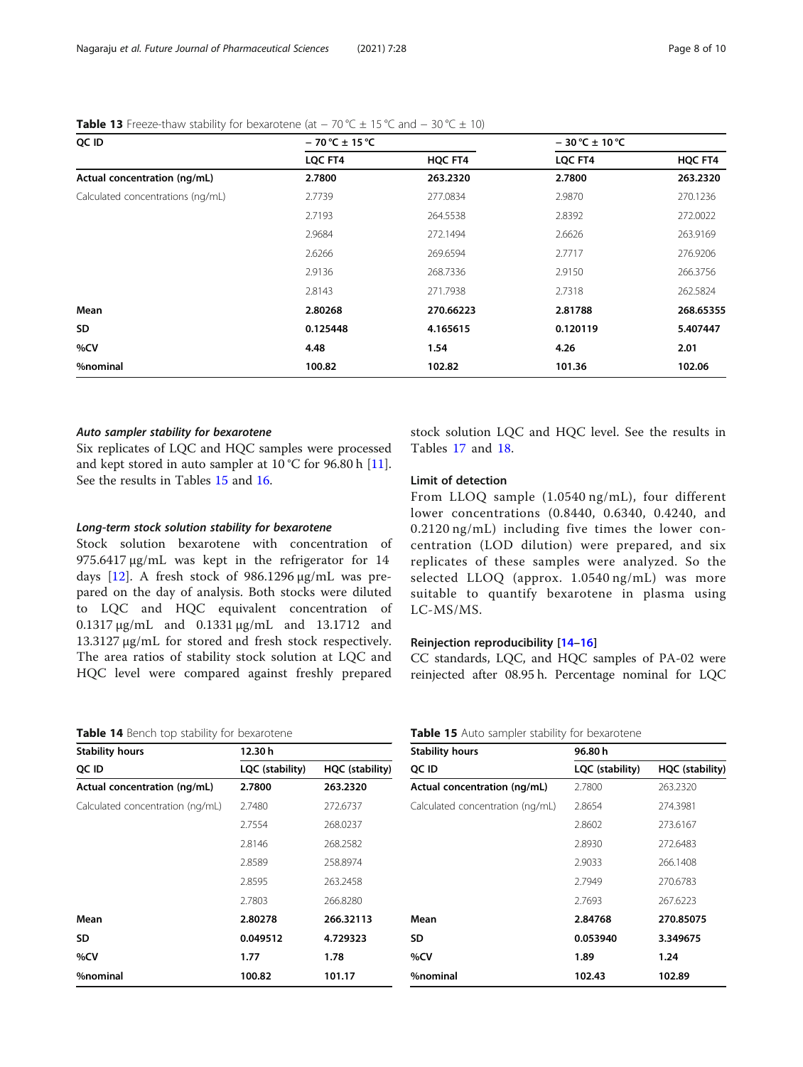**Table 13** Freeze-thaw stability for bexarotene (at − 70 °C ± 15 °C and − 30 °C ± 10)

| QC ID | − 70 °C ± 15 °C | | − 30 °C ± 10 °C | |
|---|---|---|---|---|
| | LQC FT4 | HQC FT4 | LQC FT4 | HQC FT4 |
| **Actual concentration (ng/mL)** | **2.7800** | **263.2320** | **2.7800** | **263.2320** |
| Calculated concentrations (ng/mL) | 2.7739 | 277.0834 | 2.9870 | 270.1236 |
| | 2.7193 | 264.5538 | 2.8392 | 272.0022 |
| | 2.9684 | 272.1494 | 2.6626 | 263.9169 |
| | 2.6266 | 269.6594 | 2.7717 | 276.9206 |
| | 2.9136 | 268.7336 | 2.9150 | 266.3756 |
| | 2.8143 | 271.7938 | 2.7318 | 262.5824 |
| **Mean** | **2.80268** | **270.66223** | **2.81788** | **268.65355** |
| **SD** | **0.125448** | **4.165615** | **0.120119** | **5.407447** |
| **%CV** | **4.48** | **1.54** | **4.26** | **2.01** |
| **%nominal** | **100.82** | **102.82** | **101.36** | **102.06** |

#### *Auto sampler stability for bexarotene*

Six replicates of LQC and HQC samples were processed and kept stored in auto sampler at 10 °C for 96.80 h [11]. See the results in Tables 15 and 16.

#### *Long-term stock solution stability for bexarotene*

Stock solution bexarotene with concentration of 975.6417 μg/mL was kept in the refrigerator for 14 days [12]. A fresh stock of 986.1296 μg/mL was prepared on the day of analysis. Both stocks were diluted to LQC and HQC equivalent concentration of 0.1317 μg/mL and 0.1331 μg/mL and 13.1712 and 13.3127 μg/mL for stored and fresh stock respectively. The area ratios of stability stock solution at LQC and HQC level were compared against freshly prepared stock solution LQC and HQC level. See the results in Tables 17 and 18.

### Limit of detection

From LLOQ sample (1.0540 ng/mL), four different lower concentrations (0.8440, 0.6340, 0.4240, and 0.2120 ng/mL) including five times the lower concentration (LOD dilution) were prepared, and six replicates of these samples were analyzed. So the selected LLOQ (approx. 1.0540 ng/mL) was more suitable to quantify bexarotene in plasma using LC-MS/MS.

### Reinjection reproducibility [14–16]

CC standards, LQC, and HQC samples of PA-02 were reinjected after 08.95 h. Percentage nominal for LQC

**Table 14** Bench top stability for bexarotene

| Stability hours | 12.30 h | |
|---|---|---|
| **QC ID** | **LQC (stability)** | **HQC (stability)** |
| **Actual concentration (ng/mL)** | **2.7800** | **263.2320** |
| Calculated concentration (ng/mL) | 2.7480 | 272.6737 |
| | 2.7554 | 268.0237 |
| | 2.8146 | 268.2582 |
| | 2.8589 | 258.8974 |
| | 2.8595 | 263.2458 |
| | 2.7803 | 266.8280 |
| **Mean** | **2.80278** | **266.32113** |
| **SD** | **0.049512** | **4.729323** |
| **%CV** | **1.77** | **1.78** |
| **%nominal** | **100.82** | **101.17** |

**Table 15** Auto sampler stability for bexarotene

| Stability hours | 96.80 h | |
|---|---|---|
| **QC ID** | **LQC (stability)** | **HQC (stability)** |
| **Actual concentration (ng/mL)** | 2.7800 | 263.2320 |
| Calculated concentration (ng/mL) | 2.8654 | 274.3981 |
| | 2.8602 | 273.6167 |
| | 2.8930 | 272.6483 |
| | 2.9033 | 266.1408 |
| | 2.7949 | 270.6783 |
| | 2.7693 | 267.6223 |
| **Mean** | **2.84768** | **270.85075** |
| **SD** | **0.053940** | **3.349675** |
| **%CV** | **1.89** | **1.24** |
| **%nominal** | **102.43** | **102.89** |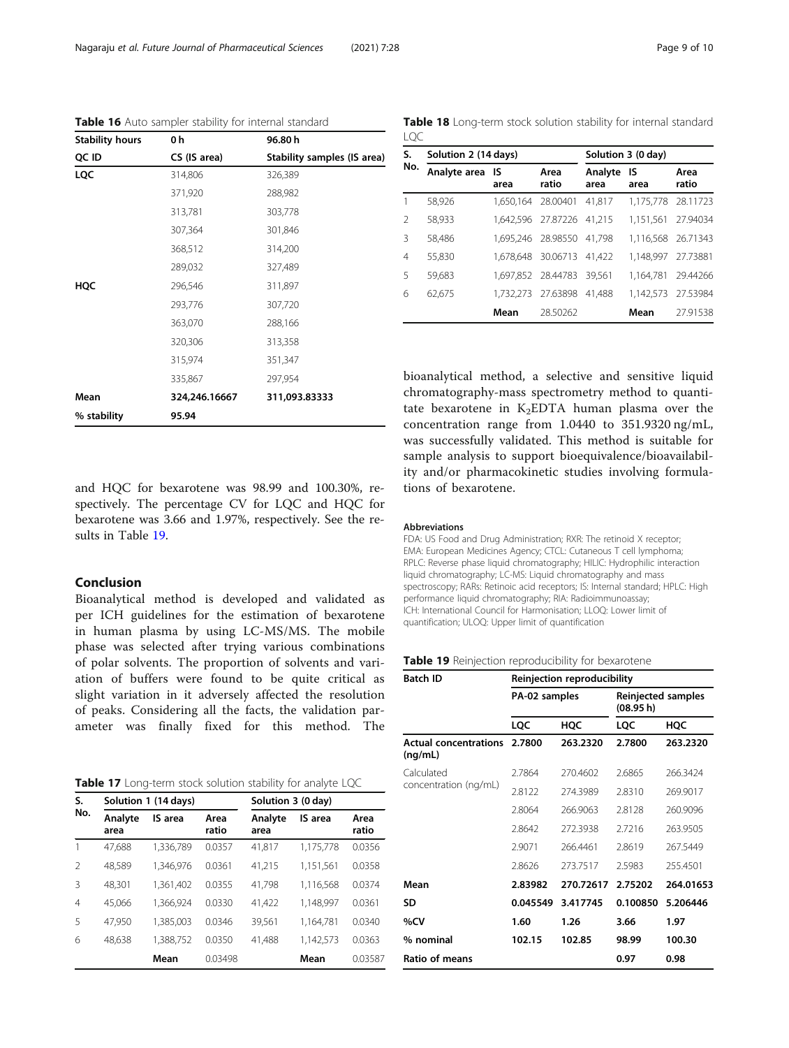**Table 16** Auto sampler stability for internal standard

| Stability hours | 0 h | 96.80 h |
|---|---|---|
| QC ID | CS (IS area) | Stability samples (IS area) |
| **LQC** | 314,806 | 326,389 |
| | 371,920 | 288,982 |
| | 313,781 | 303,778 |
| | 307,364 | 301,846 |
| | 368,512 | 314,200 |
| | 289,032 | 327,489 |
| **HQC** | 296,546 | 311,897 |
| | 293,776 | 307,720 |
| | 363,070 | 288,166 |
| | 320,306 | 313,358 |
| | 315,974 | 351,347 |
| | 335,867 | 297,954 |
| **Mean** | **324,246.16667** | **311,093.83333** |
| **% stability** | **95.94** | |

and HQC for bexarotene was 98.99 and 100.30%, respectively. The percentage CV for LQC and HQC for bexarotene was 3.66 and 1.97%, respectively. See the results in Table 19.

## Conclusion

Bioanalytical method is developed and validated as per ICH guidelines for the estimation of bexarotene in human plasma by using LC-MS/MS. The mobile phase was selected after trying various combinations of polar solvents. The proportion of solvents and variation of buffers were found to be quite critical as slight variation in it adversely affected the resolution of peaks. Considering all the facts, the validation parameter was finally fixed for this method. The bioanalytical method, a selective and sensitive liquid chromatography-mass spectrometry method to quantitate bexarotene in $K_2$EDTA human plasma over the concentration range from 1.0440 to 351.9320 ng/mL, was successfully validated. This method is suitable for sample analysis to support bioequivalence/bioavailability and/or pharmacokinetic studies involving formulations of bexarotene.

**Table 17** Long-term stock solution stability for analyte LQC

| S. No. | Solution 1 (14 days) | | | Solution 3 (0 day) | | |
|---|---|---|---|---|---|---|
| | Analyte area | IS area | Area ratio | Analyte area | IS area | Area ratio |
| 1 | 47,688 | 1,336,789 | 0.0357 | 41,817 | 1,175,778 | 0.0356 |
| 2 | 48,589 | 1,346,976 | 0.0361 | 41,215 | 1,151,561 | 0.0358 |
| 3 | 48,301 | 1,361,402 | 0.0355 | 41,798 | 1,116,568 | 0.0374 |
| 4 | 45,066 | 1,366,924 | 0.0330 | 41,422 | 1,148,997 | 0.0361 |
| 5 | 47,950 | 1,385,003 | 0.0346 | 39,561 | 1,164,781 | 0.0340 |
| 6 | 48,638 | 1,388,752 | 0.0350 | 41,488 | 1,142,573 | 0.0363 |
| | | **Mean** | 0.03498 | | **Mean** | 0.03587 |

**Table 18** Long-term stock solution stability for internal standard LQC

| S. No. | Solution 2 (14 days) | | | Solution 3 (0 day) | | |
|---|---|---|---|---|---|---|
| | Analyte area | IS area | Area ratio | Analyte area | IS area | Area ratio |
| 1 | 58,926 | 1,650,164 | 28.00401 | 41,817 | 1,175,778 | 28.11723 |
| 2 | 58,933 | 1,642,596 | 27.87226 | 41,215 | 1,151,561 | 27.94034 |
| 3 | 58,486 | 1,695,246 | 28.98550 | 41,798 | 1,116,568 | 26.71343 |
| 4 | 55,830 | 1,678,648 | 30.06713 | 41,422 | 1,148,997 | 27.73881 |
| 5 | 59,683 | 1,697,852 | 28.44783 | 39,561 | 1,164,781 | 29.44266 |
| 6 | 62,675 | 1,732,273 | 27.63898 | 41,488 | 1,142,573 | 27.53984 |
| | | **Mean** | 28.50262 | | **Mean** | 27.91538 |

#### Abbreviations

FDA: US Food and Drug Administration; RXR: The retinoid X receptor; EMA: European Medicines Agency; CTCL: Cutaneous T cell lymphoma; RPLC: Reverse phase liquid chromatography; HILIC: Hydrophilic interaction liquid chromatography; LC-MS: Liquid chromatography and mass spectroscopy; RARs: Retinoic acid receptors; IS: Internal standard; HPLC: High performance liquid chromatography; RIA: Radioimmunoassay; ICH: International Council for Harmonisation; LLOQ: Lower limit of quantification; ULOQ: Upper limit of quantification

**Table 19** Reinjection reproducibility for bexarotene

| Batch ID | Reinjection reproducibility | | | |
|---|---|---|---|---|
| | PA-02 samples | | Reinjected samples (08.95 h) | |
| | LQC | HQC | LQC | HQC |
| **Actual concentrations (ng/mL)** | **2.7800** | **263.2320** | **2.7800** | **263.2320** |
| Calculated concentration (ng/mL) | 2.7864 | 270.4602 | 2.6865 | 266.3424 |
| | 2.8122 | 274.3989 | 2.8310 | 269.9017 |
| | 2.8064 | 266.9063 | 2.8128 | 260.9096 |
| | 2.8642 | 272.3938 | 2.7216 | 263.9505 |
| | 2.9071 | 266.4461 | 2.8619 | 267.5449 |
| | 2.8626 | 273.7517 | 2.5983 | 255.4501 |
| **Mean** | **2.83982** | **270.72617** | **2.75202** | **264.01653** |
| **SD** | **0.045549** | **3.417745** | **0.100850** | **5.206446** |
| **%CV** | **1.60** | **1.26** | **3.66** | **1.97** |
| **% nominal** | **102.15** | **102.85** | **98.99** | **100.30** |
| **Ratio of means** | | | **0.97** | **0.98** |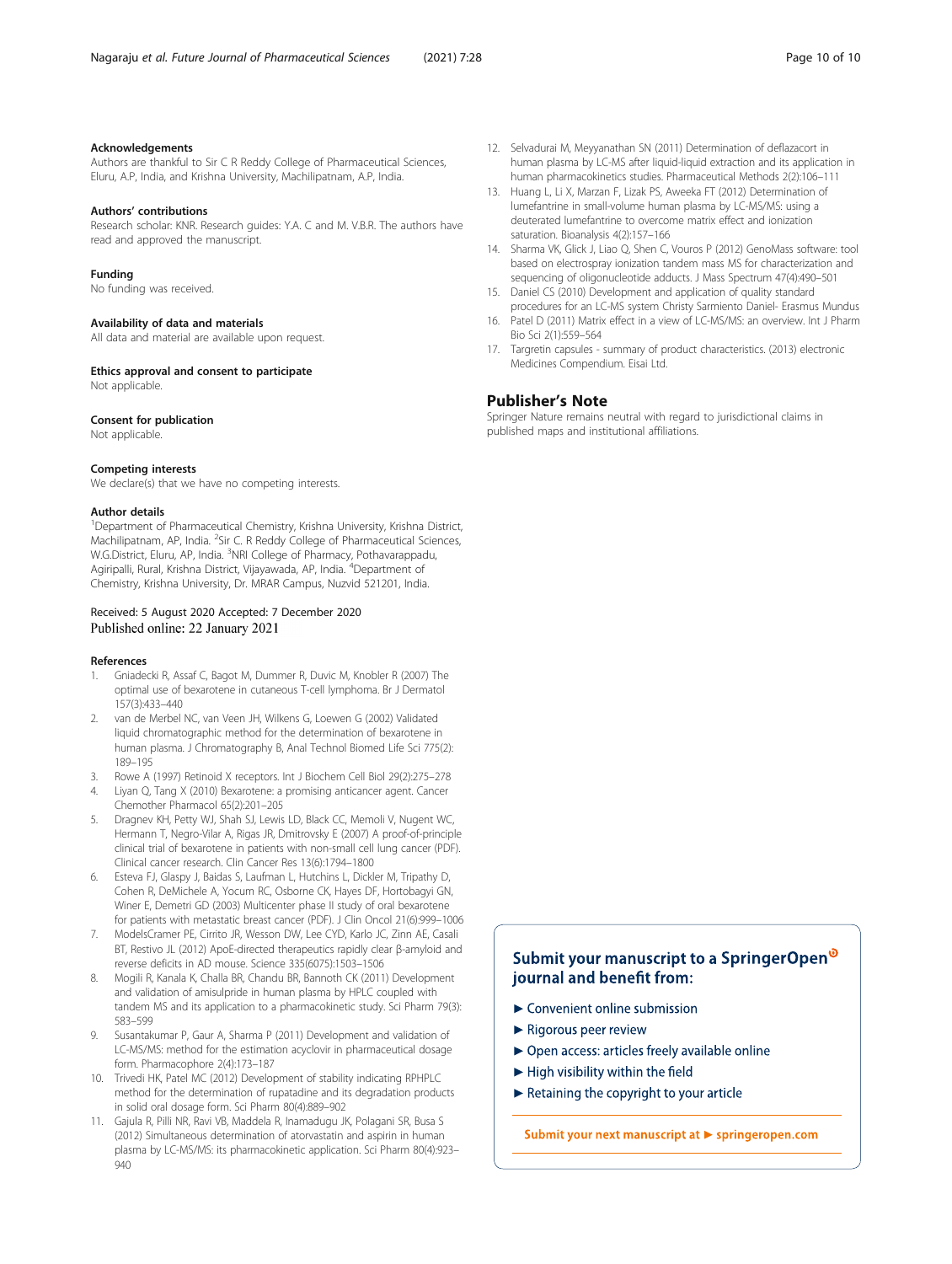### Acknowledgements

Authors are thankful to Sir C R Reddy College of Pharmaceutical Sciences, Eluru, A.P, India, and Krishna University, Machilipatnam, A.P, India.

### Authors' contributions

Research scholar: KNR. Research guides: Y.A. C and M. V.B.R. The authors have read and approved the manuscript.

### Funding

No funding was received.

### Availability of data and materials

All data and material are available upon request.

### Ethics approval and consent to participate

Not applicable.

### Consent for publication

Not applicable.

### Competing interests

We declare(s) that we have no competing interests.

### Author details

[1]Department of Pharmaceutical Chemistry, Krishna University, Krishna District, Machilipatnam, AP, India. [2]Sir C. R Reddy College of Pharmaceutical Sciences, W.G.District, Eluru, AP, India. [3]NRI College of Pharmacy, Pothavarappadu, Agiripalli, Rural, Krishna District, Vijayawada, AP, India. [4]Department of Chemistry, Krishna University, Dr. MRAR Campus, Nuzvid 521201, India.

Received: 5 August 2020 Accepted: 7 December 2020
Published online: 22 January 2021

### References

1. Gniadecki R, Assaf C, Bagot M, Dummer R, Duvic M, Knobler R (2007) The optimal use of bexarotene in cutaneous T-cell lymphoma. Br J Dermatol 157(3):433–440
2. van de Merbel NC, van Veen JH, Wilkens G, Loewen G (2002) Validated liquid chromatographic method for the determination of bexarotene in human plasma. J Chromatography B, Anal Technol Biomed Life Sci 775(2): 189–195
3. Rowe A (1997) Retinoid X receptors. Int J Biochem Cell Biol 29(2):275–278
4. Liyan Q, Tang X (2010) Bexarotene: a promising anticancer agent. Cancer Chemother Pharmacol 65(2):201–205
5. Dragnev KH, Petty WJ, Shah SJ, Lewis LD, Black CC, Memoli V, Nugent WC, Hermann T, Negro-Vilar A, Rigas JR, Dmitrovsky E (2007) A proof-of-principle clinical trial of bexarotene in patients with non-small cell lung cancer (PDF). Clinical cancer research. Clin Cancer Res 13(6):1794–1800
6. Esteva FJ, Glaspy J, Baidas S, Laufman L, Hutchins L, Dickler M, Tripathy D, Cohen R, DeMichele A, Yocum RC, Osborne CK, Hayes DF, Hortobagyi GN, Winer E, Demetri GD (2003) Multicenter phase II study of oral bexarotene for patients with metastatic breast cancer (PDF). J Clin Oncol 21(6):999–1006
7. ModelsCramer PE, Cirrito JR, Wesson DW, Lee CYD, Karlo JC, Zinn AE, Casali BT, Restivo JL (2012) ApoE-directed therapeutics rapidly clear β-amyloid and reverse deficits in AD mouse. Science 335(6075):1503–1506
8. Mogili R, Kanala K, Challa BR, Chandu BR, Bannoth CK (2011) Development and validation of amisulpride in human plasma by HPLC coupled with tandem MS and its application to a pharmacokinetic study. Sci Pharm 79(3): 583–599
9. Susantakumar P, Gaur A, Sharma P (2011) Development and validation of LC-MS/MS: method for the estimation acyclovir in pharmaceutical dosage form. Pharmacophore 2(4):173–187
10. Trivedi HK, Patel MC (2012) Development of stability indicating RPHPLC method for the determination of rupatadine and its degradation products in solid oral dosage form. Sci Pharm 80(4):889–902
11. Gajula R, Pilli NR, Ravi VB, Maddela R, Inamadugu JK, Polagani SR, Busa S (2012) Simultaneous determination of atorvastatin and aspirin in human plasma by LC-MS/MS: its pharmacokinetic application. Sci Pharm 80(4):923–940
12. Selvadurai M, Meyyanathan SN (2011) Determination of deflazacort in human plasma by LC-MS after liquid-liquid extraction and its application in human pharmacokinetics studies. Pharmaceutical Methods 2(2):106–111
13. Huang L, Li X, Marzan F, Lizak PS, Aweeka FT (2012) Determination of lumefantrine in small-volume human plasma by LC-MS/MS: using a deuterated lumefantrine to overcome matrix effect and ionization saturation. Bioanalysis 4(2):157–166
14. Sharma VK, Glick J, Liao Q, Shen C, Vouros P (2012) GenoMass software: tool based on electrospray ionization tandem mass MS for characterization and sequencing of oligonucleotide adducts. J Mass Spectrum 47(4):490–501
15. Daniel CS (2010) Development and application of quality standard procedures for an LC-MS system Christy Sarmiento Daniel- Erasmus Mundus
16. Patel D (2011) Matrix effect in a view of LC-MS/MS: an overview. Int J Pharm Bio Sci 2(1):559–564
17. Targretin capsules - summary of product characteristics. (2013) electronic Medicines Compendium. Eisai Ltd.

## Publisher's Note

Springer Nature remains neutral with regard to jurisdictional claims in published maps and institutional affiliations.

**Submit your manuscript to a SpringerOpen journal and benefit from:**

- ► Convenient online submission
- ► Rigorous peer review
- ► Open access: articles freely available online
- ► High visibility within the field
- ► Retaining the copyright to your article

Submit your next manuscript at ► springeropen.com